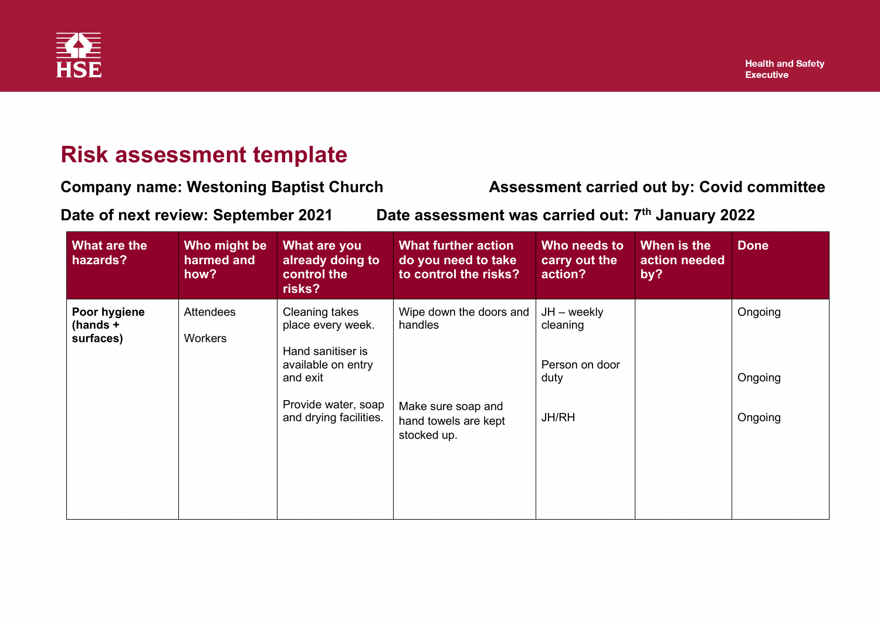# Risk assessment template

**Company name: Westoning Baptist Church** **Assessment carried out by: Covid committee**

**Date of next review: September 2021** **Date assessment was carried out: 7th January 2022**

| What are the hazards? | Who might be harmed and how? | What are you already doing to control the risks? | What further action do you need to take to control the risks? | Who needs to carry out the action? | When is the action needed by? | Done |
|---|---|---|---|---|---|---|
| **Poor hygiene (hands + surfaces)** | Attendees<br><br>Workers | Cleaning takes place every week.<br><br>Hand sanitiser is available on entry and exit<br><br>Provide water, soap and drying facilities. | Wipe down the doors and handles<br><br>Make sure soap and hand towels are kept stocked up. | JH – weekly cleaning<br><br>Person on door duty<br><br>JH/RH | | Ongoing<br><br>Ongoing<br><br>Ongoing |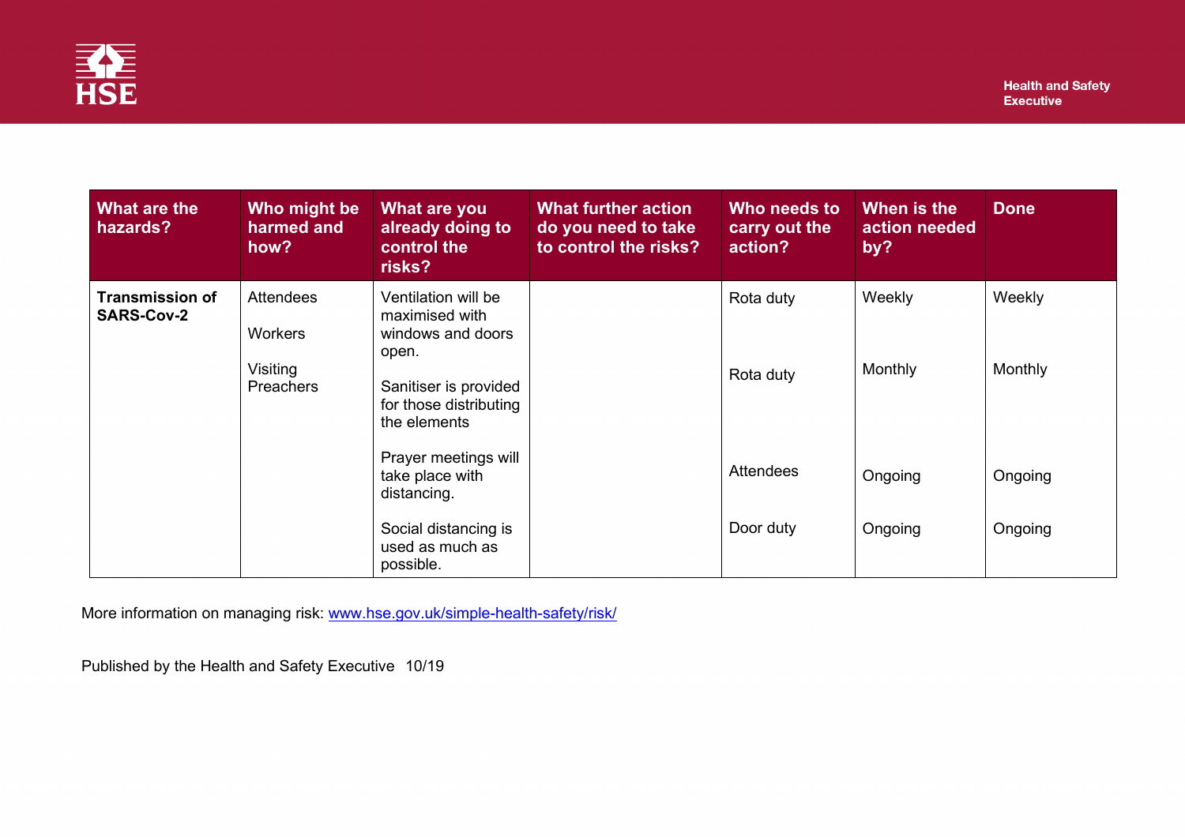| What are the hazards? | Who might be harmed and how? | What are you already doing to control the risks? | What further action do you need to take to control the risks? | Who needs to carry out the action? | When is the action needed by? | Done |
|---|---|---|---|---|---|---|
| **Transmission of SARS-Cov-2** | Attendees<br><br>Workers<br><br>Visiting Preachers | Ventilation will be maximised with windows and doors open.<br><br>Sanitiser is provided for those distributing the elements<br><br>Prayer meetings will take place with distancing.<br><br>Social distancing is used as much as possible. | | Rota duty<br><br>Rota duty<br><br>Attendees<br><br>Door duty | Weekly<br><br>Monthly<br><br>Ongoing<br><br>Ongoing | Weekly<br><br>Monthly<br><br>Ongoing<br><br>Ongoing |

More information on managing risk: [www.hse.gov.uk/simple-health-safety/risk/](http://www.hse.gov.uk/simple-health-safety/risk/)

Published by the Health and Safety Executive 10/19